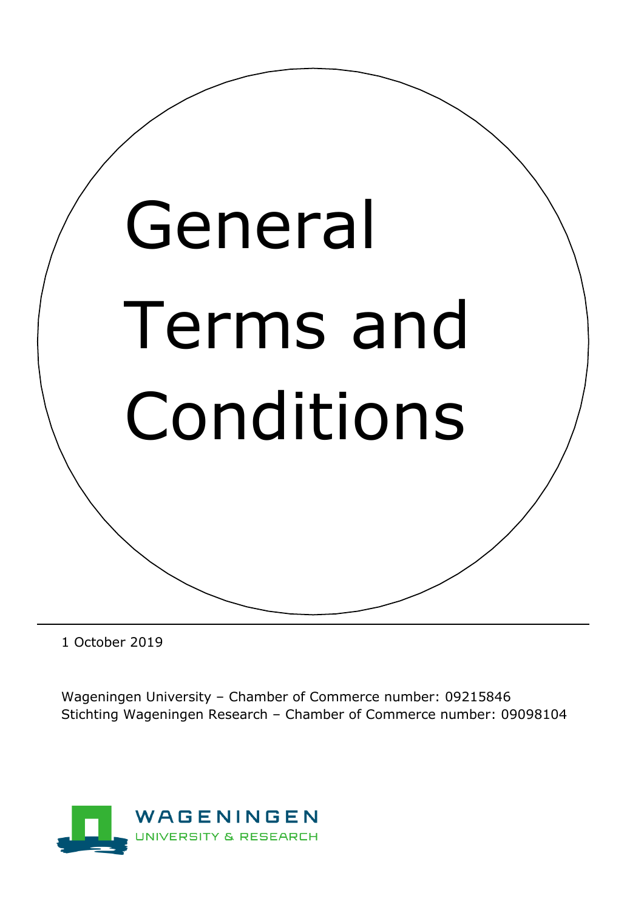# General Terms and Conditions

1 October 2019

Wageningen University – Chamber of Commerce number: 09215846
Stichting Wageningen Research – Chamber of Commerce number: 09098104

WAGENINGEN
UNIVERSITY & RESEARCH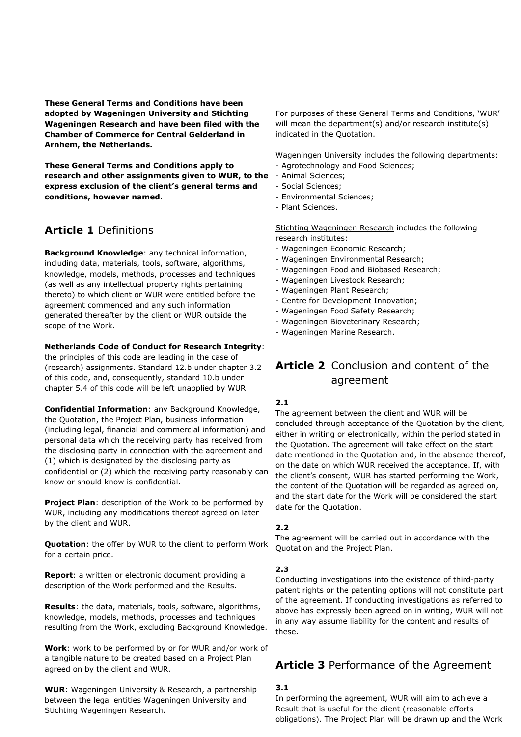**These General Terms and Conditions have been adopted by Wageningen University and Stichting Wageningen Research and have been filed with the Chamber of Commerce for Central Gelderland in Arnhem, the Netherlands.**

**These General Terms and Conditions apply to research and other assignments given to WUR, to the express exclusion of the client's general terms and conditions, however named.**

## Article 1 Definitions

**Background Knowledge**: any technical information, including data, materials, tools, software, algorithms, knowledge, models, methods, processes and techniques (as well as any intellectual property rights pertaining thereto) to which client or WUR were entitled before the agreement commenced and any such information generated thereafter by the client or WUR outside the scope of the Work.

**Netherlands Code of Conduct for Research Integrity**: the principles of this code are leading in the case of (research) assignments. Standard 12.b under chapter 3.2 of this code, and, consequently, standard 10.b under chapter 5.4 of this code will be left unapplied by WUR.

**Confidential Information**: any Background Knowledge, the Quotation, the Project Plan, business information (including legal, financial and commercial information) and personal data which the receiving party has received from the disclosing party in connection with the agreement and (1) which is designated by the disclosing party as confidential or (2) which the receiving party reasonably can know or should know is confidential.

**Project Plan**: description of the Work to be performed by WUR, including any modifications thereof agreed on later by the client and WUR.

**Quotation**: the offer by WUR to the client to perform Work for a certain price.

**Report**: a written or electronic document providing a description of the Work performed and the Results.

**Results**: the data, materials, tools, software, algorithms, knowledge, models, methods, processes and techniques resulting from the Work, excluding Background Knowledge.

**Work**: work to be performed by or for WUR and/or work of a tangible nature to be created based on a Project Plan agreed on by the client and WUR.

**WUR**: Wageningen University & Research, a partnership between the legal entities Wageningen University and Stichting Wageningen Research.

For purposes of these General Terms and Conditions, 'WUR' will mean the department(s) and/or research institute(s) indicated in the Quotation.

Wageningen University includes the following departments:
- Agrotechnology and Food Sciences;
- Animal Sciences;
- Social Sciences;
- Environmental Sciences;
- Plant Sciences.

Stichting Wageningen Research includes the following research institutes:
- Wageningen Economic Research;
- Wageningen Environmental Research;
- Wageningen Food and Biobased Research;
- Wageningen Livestock Research;
- Wageningen Plant Research;
- Centre for Development Innovation;
- Wageningen Food Safety Research;
- Wageningen Bioveterinary Research;
- Wageningen Marine Research.

## Article 2 Conclusion and content of the agreement

**2.1**
The agreement between the client and WUR will be concluded through acceptance of the Quotation by the client, either in writing or electronically, within the period stated in the Quotation. The agreement will take effect on the start date mentioned in the Quotation and, in the absence thereof, on the date on which WUR received the acceptance. If, with the client's consent, WUR has started performing the Work, the content of the Quotation will be regarded as agreed on, and the start date for the Work will be considered the start date for the Quotation.

**2.2**
The agreement will be carried out in accordance with the Quotation and the Project Plan.

**2.3**
Conducting investigations into the existence of third-party patent rights or the patenting options will not constitute part of the agreement. If conducting investigations as referred to above has expressly been agreed on in writing, WUR will not in any way assume liability for the content and results of these.

## Article 3 Performance of the Agreement

**3.1**
In performing the agreement, WUR will aim to achieve a Result that is useful for the client (reasonable efforts obligations). The Project Plan will be drawn up and the Work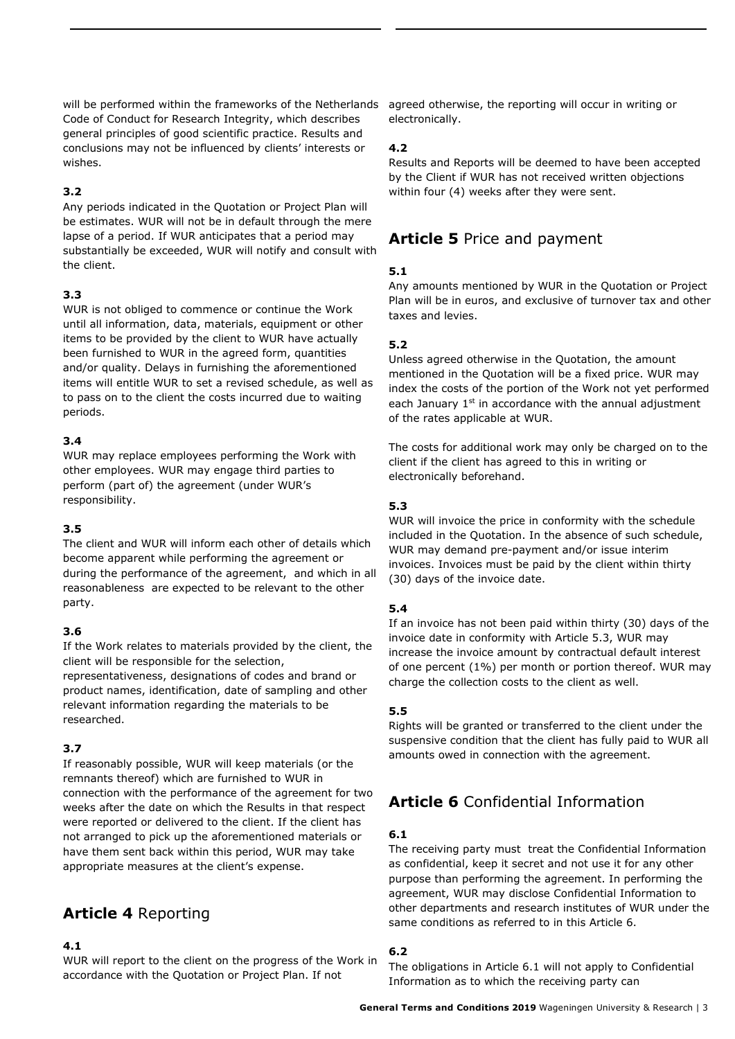will be performed within the frameworks of the Netherlands Code of Conduct for Research Integrity, which describes general principles of good scientific practice. Results and conclusions may not be influenced by clients' interests or wishes.

**3.2**
Any periods indicated in the Quotation or Project Plan will be estimates. WUR will not be in default through the mere lapse of a period. If WUR anticipates that a period may substantially be exceeded, WUR will notify and consult with the client.

**3.3**
WUR is not obliged to commence or continue the Work until all information, data, materials, equipment or other items to be provided by the client to WUR have actually been furnished to WUR in the agreed form, quantities and/or quality. Delays in furnishing the aforementioned items will entitle WUR to set a revised schedule, as well as to pass on to the client the costs incurred due to waiting periods.

**3.4**
WUR may replace employees performing the Work with other employees. WUR may engage third parties to perform (part of) the agreement (under WUR's responsibility.

**3.5**
The client and WUR will inform each other of details which become apparent while performing the agreement or during the performance of the agreement, and which in all reasonableness are expected to be relevant to the other party.

**3.6**
If the Work relates to materials provided by the client, the client will be responsible for the selection, representativeness, designations of codes and brand or product names, identification, date of sampling and other relevant information regarding the materials to be researched.

**3.7**
If reasonably possible, WUR will keep materials (or the remnants thereof) which are furnished to WUR in connection with the performance of the agreement for two weeks after the date on which the Results in that respect were reported or delivered to the client. If the client has not arranged to pick up the aforementioned materials or have them sent back within this period, WUR may take appropriate measures at the client's expense.

## **Article 4** Reporting

**4.1**
WUR will report to the client on the progress of the Work in accordance with the Quotation or Project Plan. If not agreed otherwise, the reporting will occur in writing or electronically.

**4.2**
Results and Reports will be deemed to have been accepted by the Client if WUR has not received written objections within four (4) weeks after they were sent.

## **Article 5** Price and payment

**5.1**
Any amounts mentioned by WUR in the Quotation or Project Plan will be in euros, and exclusive of turnover tax and other taxes and levies.

**5.2**
Unless agreed otherwise in the Quotation, the amount mentioned in the Quotation will be a fixed price. WUR may index the costs of the portion of the Work not yet performed each January 1st in accordance with the annual adjustment of the rates applicable at WUR.

The costs for additional work may only be charged on to the client if the client has agreed to this in writing or electronically beforehand.

**5.3**
WUR will invoice the price in conformity with the schedule included in the Quotation. In the absence of such schedule, WUR may demand pre-payment and/or issue interim invoices. Invoices must be paid by the client within thirty (30) days of the invoice date.

**5.4**
If an invoice has not been paid within thirty (30) days of the invoice date in conformity with Article 5.3, WUR may increase the invoice amount by contractual default interest of one percent (1%) per month or portion thereof. WUR may charge the collection costs to the client as well.

**5.5**
Rights will be granted or transferred to the client under the suspensive condition that the client has fully paid to WUR all amounts owed in connection with the agreement.

## **Article 6** Confidential Information

**6.1**
The receiving party must treat the Confidential Information as confidential, keep it secret and not use it for any other purpose than performing the agreement. In performing the agreement, WUR may disclose Confidential Information to other departments and research institutes of WUR under the same conditions as referred to in this Article 6.

**6.2**
The obligations in Article 6.1 will not apply to Confidential Information as to which the receiving party can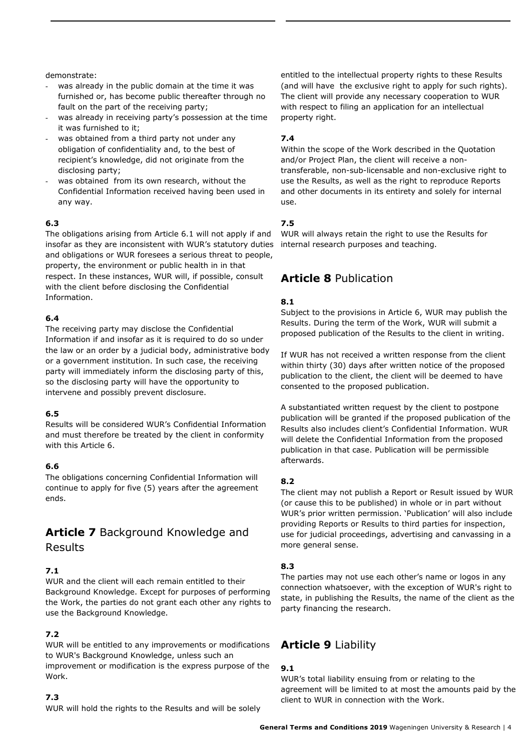demonstrate:

- was already in the public domain at the time it was furnished or, has become public thereafter through no fault on the part of the receiving party;
- was already in receiving party's possession at the time it was furnished to it;
- was obtained from a third party not under any obligation of confidentiality and, to the best of recipient's knowledge, did not originate from the disclosing party;
- was obtained from its own research, without the Confidential Information received having been used in any way.

### 6.3

The obligations arising from Article 6.1 will not apply if and insofar as they are inconsistent with WUR's statutory duties and obligations or WUR foresees a serious threat to people, property, the environment or public health in in that respect. In these instances, WUR will, if possible, consult with the client before disclosing the Confidential Information.

### 6.4

The receiving party may disclose the Confidential Information if and insofar as it is required to do so under the law or an order by a judicial body, administrative body or a government institution. In such case, the receiving party will immediately inform the disclosing party of this, so the disclosing party will have the opportunity to intervene and possibly prevent disclosure.

### 6.5

Results will be considered WUR's Confidential Information and must therefore be treated by the client in conformity with this Article 6.

### 6.6

The obligations concerning Confidential Information will continue to apply for five (5) years after the agreement ends.

## **Article 7** Background Knowledge and Results

### 7.1

WUR and the client will each remain entitled to their Background Knowledge. Except for purposes of performing the Work, the parties do not grant each other any rights to use the Background Knowledge.

### 7.2

WUR will be entitled to any improvements or modifications to WUR's Background Knowledge, unless such an improvement or modification is the express purpose of the Work.

### 7.3

WUR will hold the rights to the Results and will be solely entitled to the intellectual property rights to these Results (and will have the exclusive right to apply for such rights). The client will provide any necessary cooperation to WUR with respect to filing an application for an intellectual property right.

### 7.4

Within the scope of the Work described in the Quotation and/or Project Plan, the client will receive a non-transferable, non-sub-licensable and non-exclusive right to use the Results, as well as the right to reproduce Reports and other documents in its entirety and solely for internal use.

### 7.5

WUR will always retain the right to use the Results for internal research purposes and teaching.

## **Article 8** Publication

### 8.1

Subject to the provisions in Article 6, WUR may publish the Results. During the term of the Work, WUR will submit a proposed publication of the Results to the client in writing.

If WUR has not received a written response from the client within thirty (30) days after written notice of the proposed publication to the client, the client will be deemed to have consented to the proposed publication.

A substantiated written request by the client to postpone publication will be granted if the proposed publication of the Results also includes client's Confidential Information. WUR will delete the Confidential Information from the proposed publication in that case. Publication will be permissible afterwards.

### 8.2

The client may not publish a Report or Result issued by WUR (or cause this to be published) in whole or in part without WUR's prior written permission. 'Publication' will also include providing Reports or Results to third parties for inspection, use for judicial proceedings, advertising and canvassing in a more general sense.

### 8.3

The parties may not use each other's name or logos in any connection whatsoever, with the exception of WUR's right to state, in publishing the Results, the name of the client as the party financing the research.

## **Article 9** Liability

### 9.1

WUR's total liability ensuing from or relating to the agreement will be limited to at most the amounts paid by the client to WUR in connection with the Work.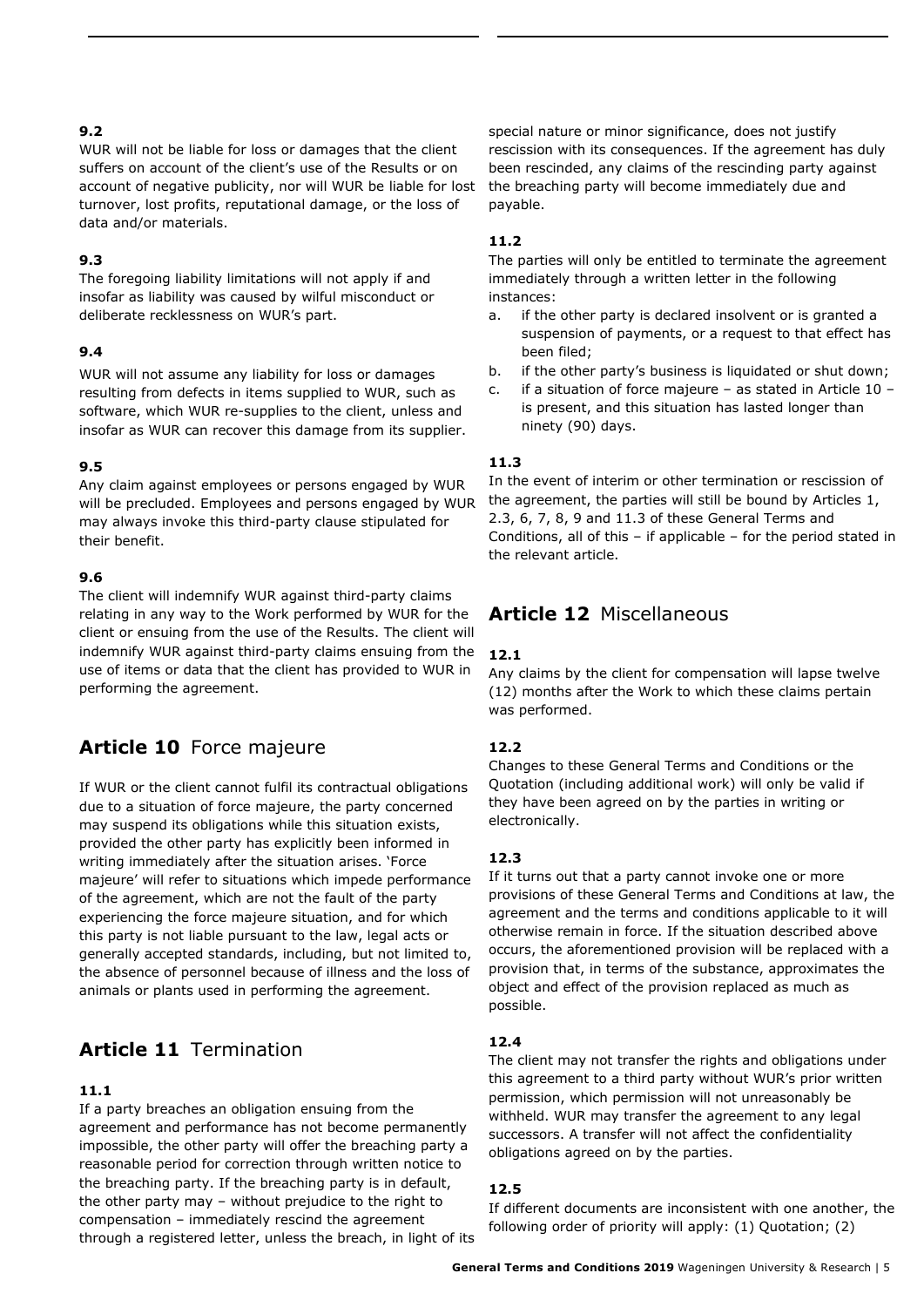### 9.2

WUR will not be liable for loss or damages that the client suffers on account of the client's use of the Results or on account of negative publicity, nor will WUR be liable for lost turnover, lost profits, reputational damage, or the loss of data and/or materials.

### 9.3

The foregoing liability limitations will not apply if and insofar as liability was caused by wilful misconduct or deliberate recklessness on WUR's part.

### 9.4

WUR will not assume any liability for loss or damages resulting from defects in items supplied to WUR, such as software, which WUR re-supplies to the client, unless and insofar as WUR can recover this damage from its supplier.

### 9.5

Any claim against employees or persons engaged by WUR will be precluded. Employees and persons engaged by WUR may always invoke this third-party clause stipulated for their benefit.

### 9.6

The client will indemnify WUR against third-party claims relating in any way to the Work performed by WUR for the client or ensuing from the use of the Results. The client will indemnify WUR against third-party claims ensuing from the use of items or data that the client has provided to WUR in performing the agreement.

## Article 10 Force majeure

If WUR or the client cannot fulfil its contractual obligations due to a situation of force majeure, the party concerned may suspend its obligations while this situation exists, provided the other party has explicitly been informed in writing immediately after the situation arises. 'Force majeure' will refer to situations which impede performance of the agreement, which are not the fault of the party experiencing the force majeure situation, and for which this party is not liable pursuant to the law, legal acts or generally accepted standards, including, but not limited to, the absence of personnel because of illness and the loss of animals or plants used in performing the agreement.

## Article 11 Termination

### 11.1

If a party breaches an obligation ensuing from the agreement and performance has not become permanently impossible, the other party will offer the breaching party a reasonable period for correction through written notice to the breaching party. If the breaching party is in default, the other party may – without prejudice to the right to compensation – immediately rescind the agreement through a registered letter, unless the breach, in light of its special nature or minor significance, does not justify rescission with its consequences. If the agreement has duly been rescinded, any claims of the rescinding party against the breaching party will become immediately due and payable.

### 11.2

The parties will only be entitled to terminate the agreement immediately through a written letter in the following instances:

a. if the other party is declared insolvent or is granted a suspension of payments, or a request to that effect has been filed;
b. if the other party's business is liquidated or shut down;
c. if a situation of force majeure – as stated in Article 10 – is present, and this situation has lasted longer than ninety (90) days.

### 11.3

In the event of interim or other termination or rescission of the agreement, the parties will still be bound by Articles 1, 2.3, 6, 7, 8, 9 and 11.3 of these General Terms and Conditions, all of this – if applicable – for the period stated in the relevant article.

## Article 12 Miscellaneous

### 12.1

Any claims by the client for compensation will lapse twelve (12) months after the Work to which these claims pertain was performed.

### 12.2

Changes to these General Terms and Conditions or the Quotation (including additional work) will only be valid if they have been agreed on by the parties in writing or electronically.

### 12.3

If it turns out that a party cannot invoke one or more provisions of these General Terms and Conditions at law, the agreement and the terms and conditions applicable to it will otherwise remain in force. If the situation described above occurs, the aforementioned provision will be replaced with a provision that, in terms of the substance, approximates the object and effect of the provision replaced as much as possible.

### 12.4

The client may not transfer the rights and obligations under this agreement to a third party without WUR's prior written permission, which permission will not unreasonably be withheld. WUR may transfer the agreement to any legal successors. A transfer will not affect the confidentiality obligations agreed on by the parties.

### 12.5

If different documents are inconsistent with one another, the following order of priority will apply: (1) Quotation; (2)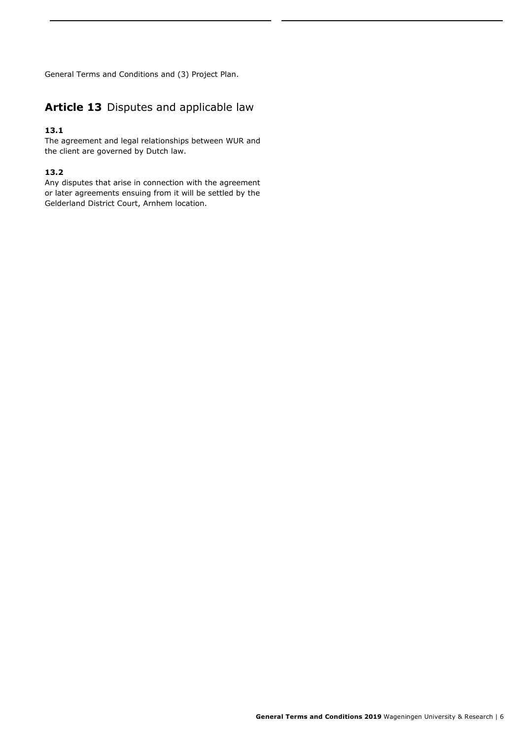General Terms and Conditions and (3) Project Plan.

## **Article 13** Disputes and applicable law

**13.1**

The agreement and legal relationships between WUR and the client are governed by Dutch law.

**13.2**

Any disputes that arise in connection with the agreement or later agreements ensuing from it will be settled by the Gelderland District Court, Arnhem location.